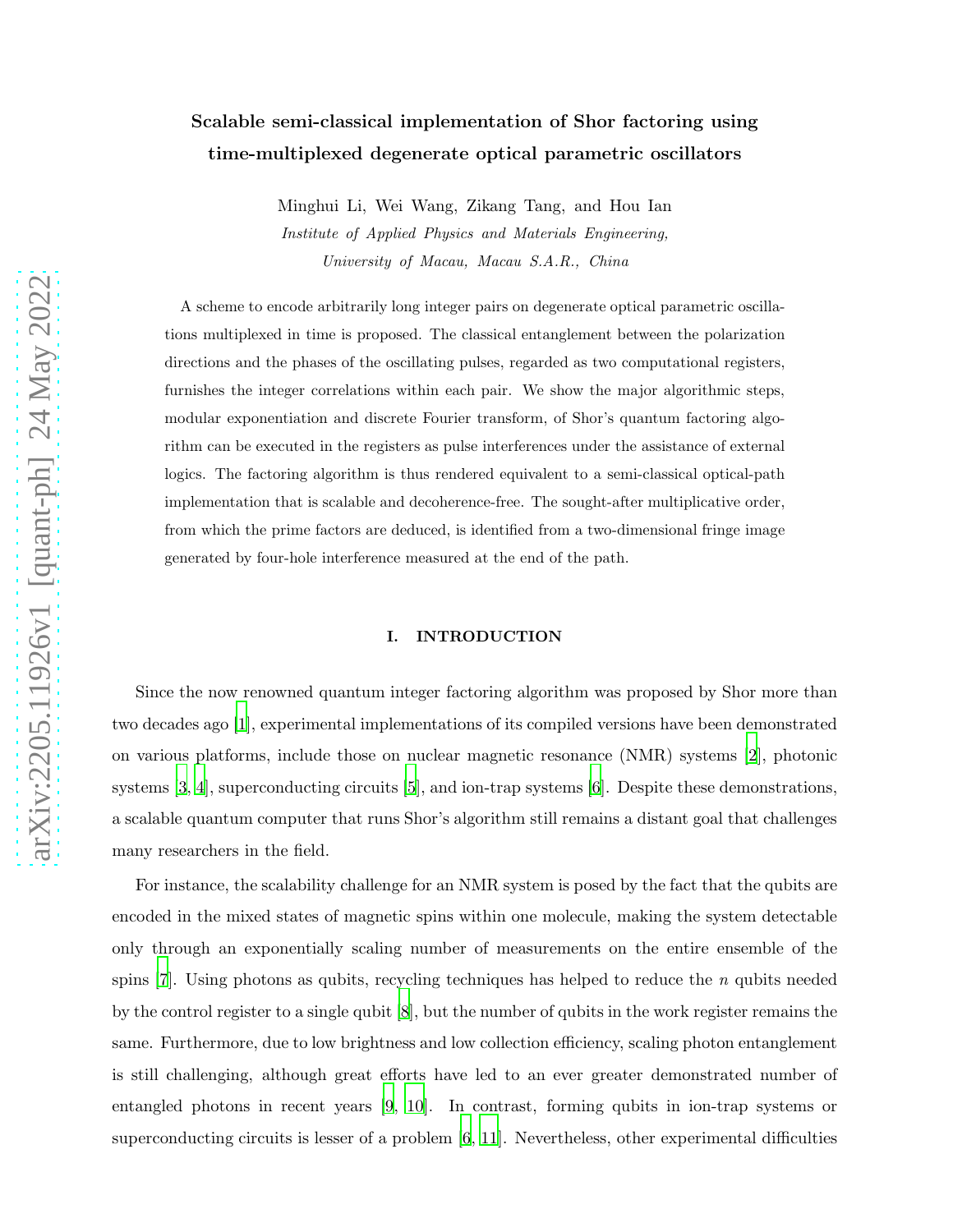# Scalable semi-classical implementation of Shor factoring using time-multiplexed degenerate optical parametric oscillators

Minghui Li, Wei Wang, Zikang Tang, and Hou Ian

*Institute of Applied Physics and Materials Engineering, University of Macau, Macau S.A.R., China*

A scheme to encode arbitrarily long integer pairs on degenerate optical parametric oscillations multiplexed in time is proposed. The classical entanglement between the polarization directions and the phases of the oscillating pulses, regarded as two computational registers, furnishes the integer correlations within each pair. We show the major algorithmic steps, modular exponentiation and discrete Fourier transform, of Shor's quantum factoring algorithm can be executed in the registers as pulse interferences under the assistance of external logics. The factoring algorithm is thus rendered equivalent to a semi-classical optical-path implementation that is scalable and decoherence-free. The sought-after multiplicative order, from which the prime factors are deduced, is identified from a two-dimensional fringe image generated by four-hole interference measured at the end of the path.

## I. INTRODUCTION

Since the now renowned quantum integer factoring algorithm was proposed by Shor more than two decades ago [1], experimental implementations of its compiled versions have been demonstrated on various platforms, include those on nuclear magnetic resonance (NMR) systems [2], photonic systems [3, 4], superconducting circuits [5], and ion-trap systems [6]. Despite these demonstrations, a scalable quantum computer that runs Shor's algorithm still remains a distant goal that challenges many researchers in the field.

For instance, the scalability challenge for an NMR system is posed by the fact that the qubits are encoded in the mixed states of magnetic spins within one molecule, making the system detectable only through an exponentially scaling number of measurements on the entire ensemble of the spins [7]. Using photons as qubits, recycling techniques has helped to reduce the $n$ qubits needed by the control register to a single qubit [8], but the number of qubits in the work register remains the same. Furthermore, due to low brightness and low collection efficiency, scaling photon entanglement is still challenging, although great efforts have led to an ever greater demonstrated number of entangled photons in recent years [9, 10]. In contrast, forming qubits in ion-trap systems or superconducting circuits is lesser of a problem [6, 11]. Nevertheless, other experimental difficulties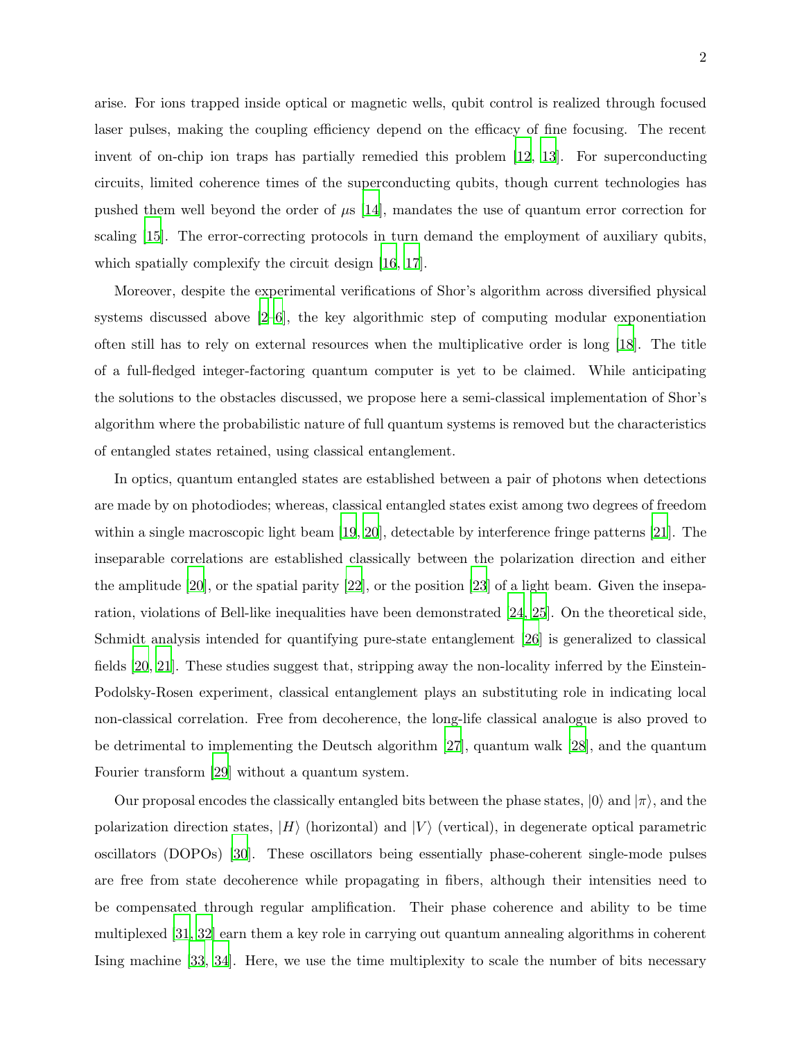arise. For ions trapped inside optical or magnetic wells, qubit control is realized through focused laser pulses, making the coupling efficiency depend on the efficacy of fine focusing. The recent invent of on-chip ion traps has partially remedied this problem [12, 13]. For superconducting circuits, limited coherence times of the superconducting qubits, though current technologies has pushed them well beyond the order of $\mu$s [14], mandates the use of quantum error correction for scaling [15]. The error-correcting protocols in turn demand the employment of auxiliary qubits, which spatially complexify the circuit design [16, 17].

Moreover, despite the experimental verifications of Shor's algorithm across diversified physical systems discussed above [2–6], the key algorithmic step of computing modular exponentiation often still has to rely on external resources when the multiplicative order is long [18]. The title of a full-fledged integer-factoring quantum computer is yet to be claimed. While anticipating the solutions to the obstacles discussed, we propose here a semi-classical implementation of Shor's algorithm where the probabilistic nature of full quantum systems is removed but the characteristics of entangled states retained, using classical entanglement.

In optics, quantum entangled states are established between a pair of photons when detections are made by on photodiodes; whereas, classical entangled states exist among two degrees of freedom within a single macroscopic light beam [19, 20], detectable by interference fringe patterns [21]. The inseparable correlations are established classically between the polarization direction and either the amplitude [20], or the spatial parity [22], or the position [23] of a light beam. Given the inseparation, violations of Bell-like inequalities have been demonstrated [24, 25]. On the theoretical side, Schmidt analysis intended for quantifying pure-state entanglement [26] is generalized to classical fields [20, 21]. These studies suggest that, stripping away the non-locality inferred by the Einstein-Podolsky-Rosen experiment, classical entanglement plays an substituting role in indicating local non-classical correlation. Free from decoherence, the long-life classical analogue is also proved to be detrimental to implementing the Deutsch algorithm [27], quantum walk [28], and the quantum Fourier transform [29] without a quantum system.

Our proposal encodes the classically entangled bits between the phase states, $|0\rangle$ and $|\pi\rangle$, and the polarization direction states, $|H\rangle$ (horizontal) and $|V\rangle$ (vertical), in degenerate optical parametric oscillators (DOPOs) [30]. These oscillators being essentially phase-coherent single-mode pulses are free from state decoherence while propagating in fibers, although their intensities need to be compensated through regular amplification. Their phase coherence and ability to be time multiplexed [31, 32] earn them a key role in carrying out quantum annealing algorithms in coherent Ising machine [33, 34]. Here, we use the time multiplexity to scale the number of bits necessary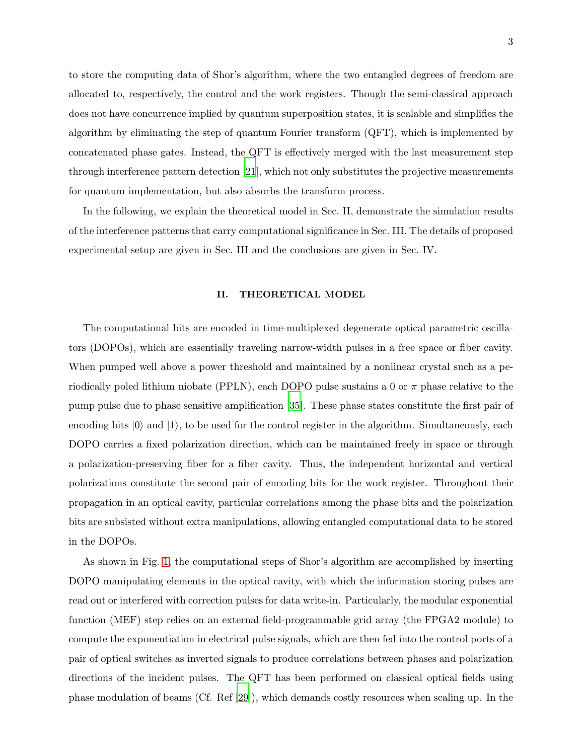to store the computing data of Shor's algorithm, where the two entangled degrees of freedom are allocated to, respectively, the control and the work registers. Though the semi-classical approach does not have concurrence implied by quantum superposition states, it is scalable and simplifies the algorithm by eliminating the step of quantum Fourier transform (QFT), which is implemented by concatenated phase gates. Instead, the QFT is effectively merged with the last measurement step through interference pattern detection [21], which not only substitutes the projective measurements for quantum implementation, but also absorbs the transform process.

In the following, we explain the theoretical model in Sec. II, demonstrate the simulation results of the interference patterns that carry computational significance in Sec. III. The details of proposed experimental setup are given in Sec. III and the conclusions are given in Sec. IV.

## II. THEORETICAL MODEL

The computational bits are encoded in time-multiplexed degenerate optical parametric oscillators (DOPOs), which are essentially traveling narrow-width pulses in a free space or fiber cavity. When pumped well above a power threshold and maintained by a nonlinear crystal such as a periodically poled lithium niobate (PPLN), each DOPO pulse sustains a 0 or $\pi$ phase relative to the pump pulse due to phase sensitive amplification [35]. These phase states constitute the first pair of encoding bits $|0\rangle$ and $|1\rangle$, to be used for the control register in the algorithm. Simultaneously, each DOPO carries a fixed polarization direction, which can be maintained freely in space or through a polarization-preserving fiber for a fiber cavity. Thus, the independent horizontal and vertical polarizations constitute the second pair of encoding bits for the work register. Throughout their propagation in an optical cavity, particular correlations among the phase bits and the polarization bits are subsisted without extra manipulations, allowing entangled computational data to be stored in the DOPOs.

As shown in Fig. 1, the computational steps of Shor's algorithm are accomplished by inserting DOPO manipulating elements in the optical cavity, with which the information storing pulses are read out or interfered with correction pulses for data write-in. Particularly, the modular exponential function (MEF) step relies on an external field-programmable grid array (the FPGA2 module) to compute the exponentiation in electrical pulse signals, which are then fed into the control ports of a pair of optical switches as inverted signals to produce correlations between phases and polarization directions of the incident pulses. The QFT has been performed on classical optical fields using phase modulation of beams (Cf. Ref [29]), which demands costly resources when scaling up. In the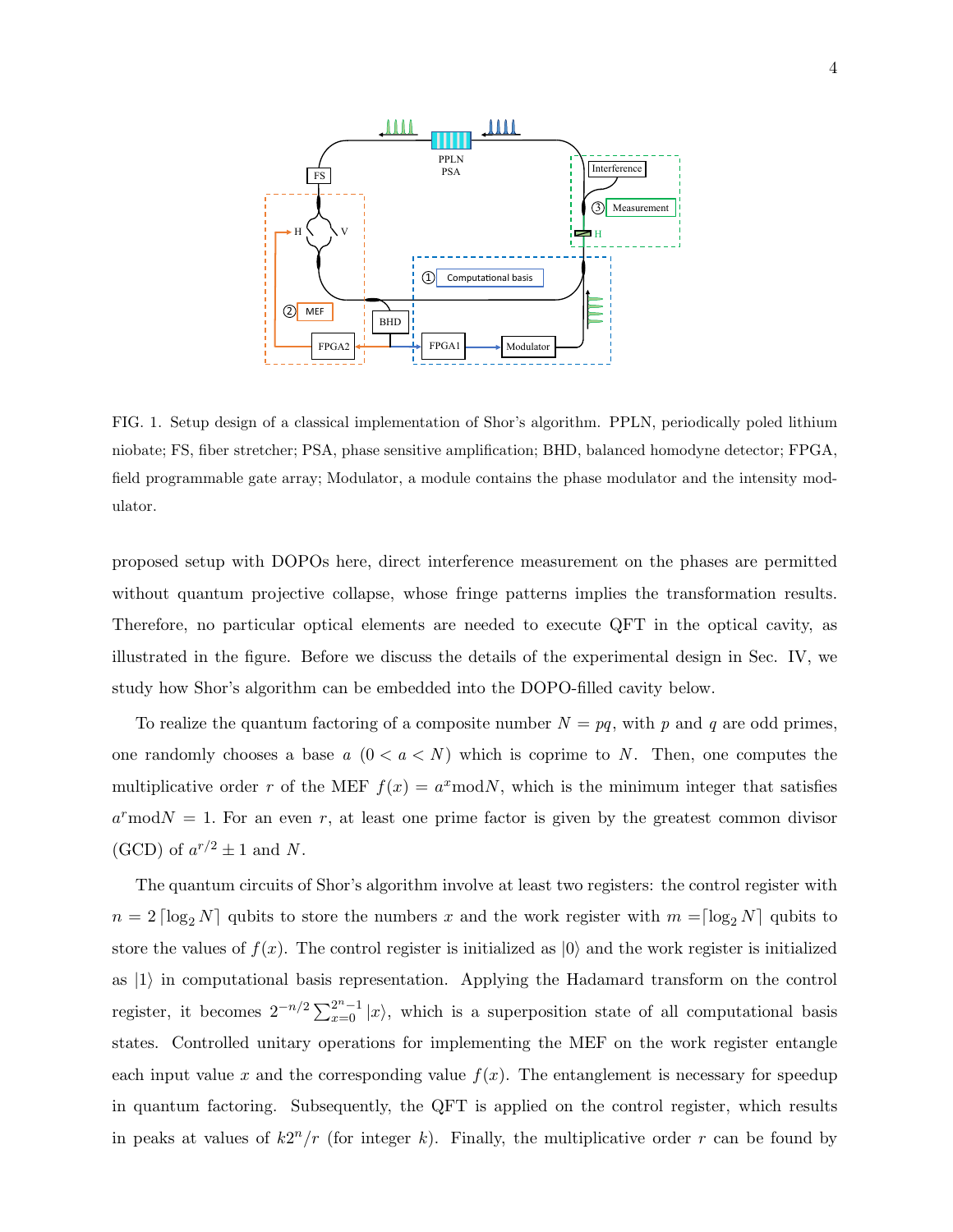FIG. 1. Setup design of a classical implementation of Shor's algorithm. PPLN, periodically poled lithium niobate; FS, fiber stretcher; PSA, phase sensitive amplification; BHD, balanced homodyne detector; FPGA, field programmable gate array; Modulator, a module contains the phase modulator and the intensity modulator.

proposed setup with DOPOs here, direct interference measurement on the phases are permitted without quantum projective collapse, whose fringe patterns implies the transformation results. Therefore, no particular optical elements are needed to execute QFT in the optical cavity, as illustrated in the figure. Before we discuss the details of the experimental design in Sec. IV, we study how Shor's algorithm can be embedded into the DOPO-filled cavity below.

To realize the quantum factoring of a composite number $N = pq$, with $p$ and $q$ are odd primes, one randomly chooses a base $a$ $(0 < a < N)$ which is coprime to $N$. Then, one computes the multiplicative order $r$ of the MEF $f(x) = a^x \bmod N$, which is the minimum integer that satisfies $a^r \bmod N = 1$. For an even $r$, at least one prime factor is given by the greatest common divisor (GCD) of $a^{r/2} \pm 1$ and $N$.

The quantum circuits of Shor's algorithm involve at least two registers: the control register with $n = 2\lceil \log_2 N \rceil$ qubits to store the numbers $x$ and the work register with $m = \lceil \log_2 N \rceil$ qubits to store the values of $f(x)$. The control register is initialized as $|0\rangle$ and the work register is initialized as $|1\rangle$ in computational basis representation. Applying the Hadamard transform on the control register, it becomes $2^{-n/2} \sum_{x=0}^{2^n-1} |x\rangle$, which is a superposition state of all computational basis states. Controlled unitary operations for implementing the MEF on the work register entangle each input value $x$ and the corresponding value $f(x)$. The entanglement is necessary for speedup in quantum factoring. Subsequently, the QFT is applied on the control register, which results in peaks at values of $k2^n/r$ (for integer $k$). Finally, the multiplicative order $r$ can be found by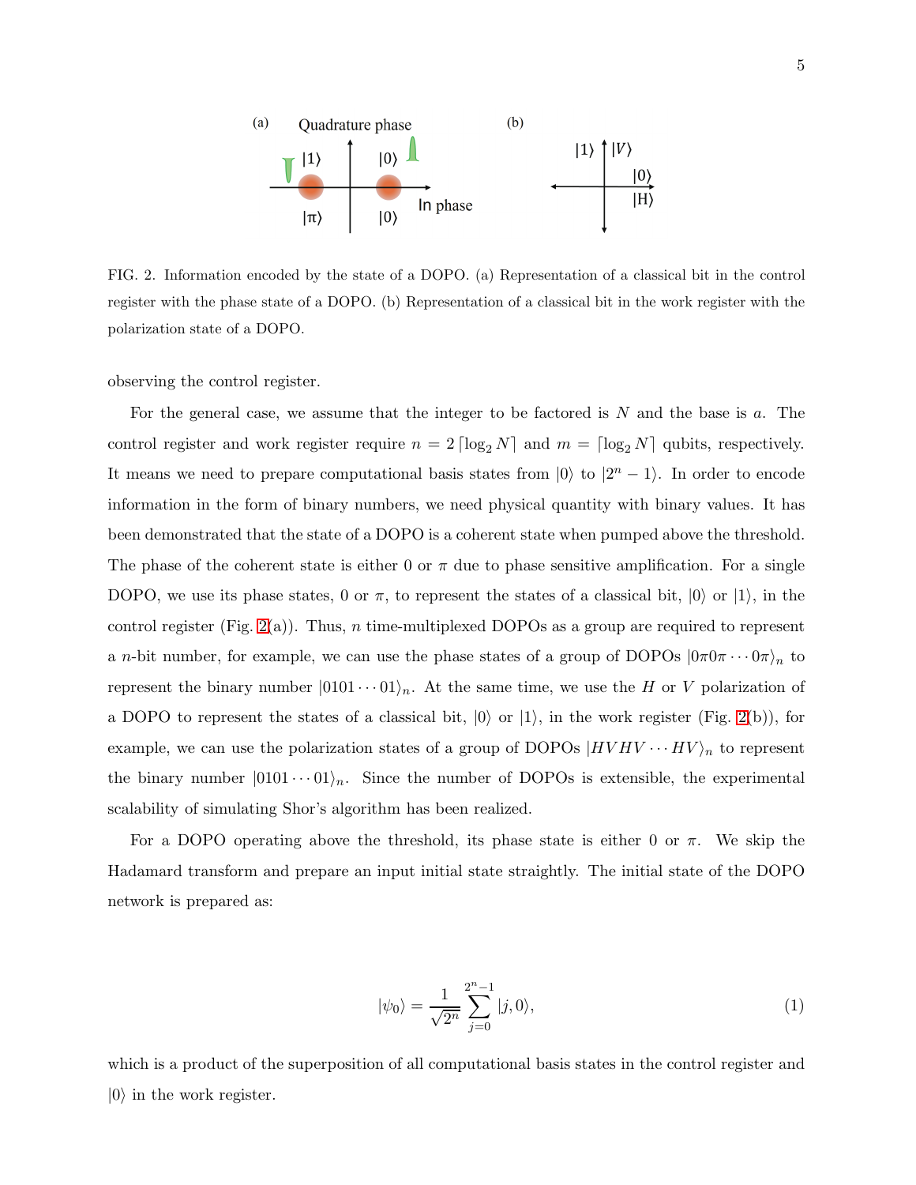FIG. 2. Information encoded by the state of a DOPO. (a) Representation of a classical bit in the control register with the phase state of a DOPO. (b) Representation of a classical bit in the work register with the polarization state of a DOPO.

observing the control register.

For the general case, we assume that the integer to be factored is $N$ and the base is $a$. The control register and work register require $n = 2\lceil \log_2 N \rceil$ and $m = \lceil \log_2 N \rceil$ qubits, respectively. It means we need to prepare computational basis states from $|0\rangle$ to $|2^n - 1\rangle$. In order to encode information in the form of binary numbers, we need physical quantity with binary values. It has been demonstrated that the state of a DOPO is a coherent state when pumped above the threshold. The phase of the coherent state is either 0 or $\pi$ due to phase sensitive amplification. For a single DOPO, we use its phase states, 0 or $\pi$, to represent the states of a classical bit, $|0\rangle$ or $|1\rangle$, in the control register (Fig. 2(a)). Thus, $n$ time-multiplexed DOPOs as a group are required to represent a $n$-bit number, for example, we can use the phase states of a group of DOPOs $|0\pi 0\pi \cdots 0\pi\rangle_n$ to represent the binary number $|0101 \cdots 01\rangle_n$. At the same time, we use the $H$ or $V$ polarization of a DOPO to represent the states of a classical bit, $|0\rangle$ or $|1\rangle$, in the work register (Fig. 2(b)), for example, we can use the polarization states of a group of DOPOs $|HVHV \cdots HV\rangle_n$ to represent the binary number $|0101 \cdots 01\rangle_n$. Since the number of DOPOs is extensible, the experimental scalability of simulating Shor's algorithm has been realized.

For a DOPO operating above the threshold, its phase state is either 0 or $\pi$. We skip the Hadamard transform and prepare an input initial state straightly. The initial state of the DOPO network is prepared as:

$$|\psi_0\rangle = \frac{1}{\sqrt{2^n}} \sum_{j=0}^{2^n-1} |j, 0\rangle, \tag{1}$$

which is a product of the superposition of all computational basis states in the control register and $|0\rangle$ in the work register.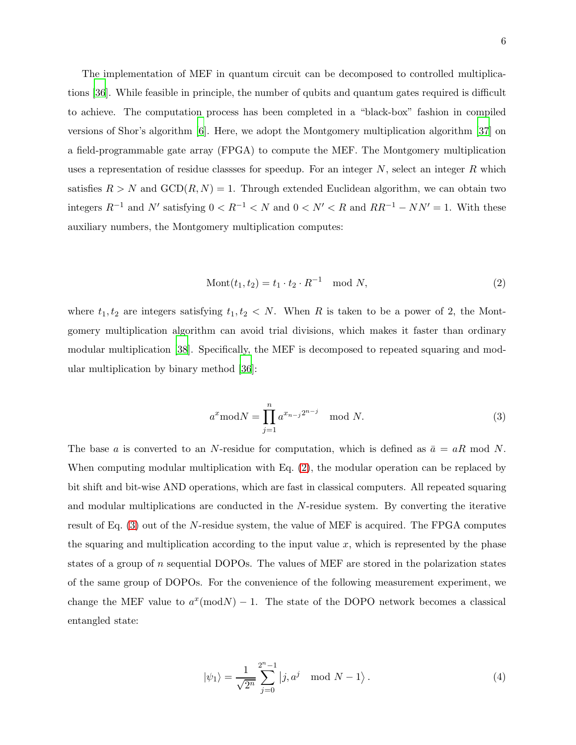The implementation of MEF in quantum circuit can be decomposed to controlled multiplications [36]. While feasible in principle, the number of qubits and quantum gates required is difficult to achieve. The computation process has been completed in a "black-box" fashion in compiled versions of Shor's algorithm [6]. Here, we adopt the Montgomery multiplication algorithm [37] on a field-programmable gate array (FPGA) to compute the MEF. The Montgomery multiplication uses a representation of residue classses for speedup. For an integer $N$, select an integer $R$ which satisfies $R > N$ and $\text{GCD}(R, N) = 1$. Through extended Euclidean algorithm, we can obtain two integers $R^{-1}$ and $N'$ satisfying $0 < R^{-1} < N$ and $0 < N' < R$ and $RR^{-1} - NN' = 1$. With these auxiliary numbers, the Montgomery multiplication computes:

$$\text{Mont}(t_1, t_2) = t_1 \cdot t_2 \cdot R^{-1} \mod N, \tag{2}$$

where $t_1, t_2$ are integers satisfying $t_1, t_2 < N$. When $R$ is taken to be a power of 2, the Montgomery multiplication algorithm can avoid trial divisions, which makes it faster than ordinary modular multiplication [38]. Specifically, the MEF is decomposed to repeated squaring and modular multiplication by binary method [36]:

$$a^x \text{mod} N = \prod_{j=1}^{n} a^{x_{n-j} 2^{n-j}} \mod N. \tag{3}$$

The base $a$ is converted to an $N$-residue for computation, which is defined as $\bar{a} = aR \bmod N$. When computing modular multiplication with Eq. (2), the modular operation can be replaced by bit shift and bit-wise AND operations, which are fast in classical computers. All repeated squaring and modular multiplications are conducted in the $N$-residue system. By converting the iterative result of Eq. (3) out of the $N$-residue system, the value of MEF is acquired. The FPGA computes the squaring and multiplication according to the input value $x$, which is represented by the phase states of a group of $n$ sequential DOPOs. The values of MEF are stored in the polarization states of the same group of DOPOs. For the convenience of the following measurement experiment, we change the MEF value to $a^x(\text{mod} N) - 1$. The state of the DOPO network becomes a classical entangled state:

$$|\psi_1\rangle = \frac{1}{\sqrt{2^n}} \sum_{j=0}^{2^n-1} \left| j, a^j \mod N - 1 \right\rangle. \tag{4}$$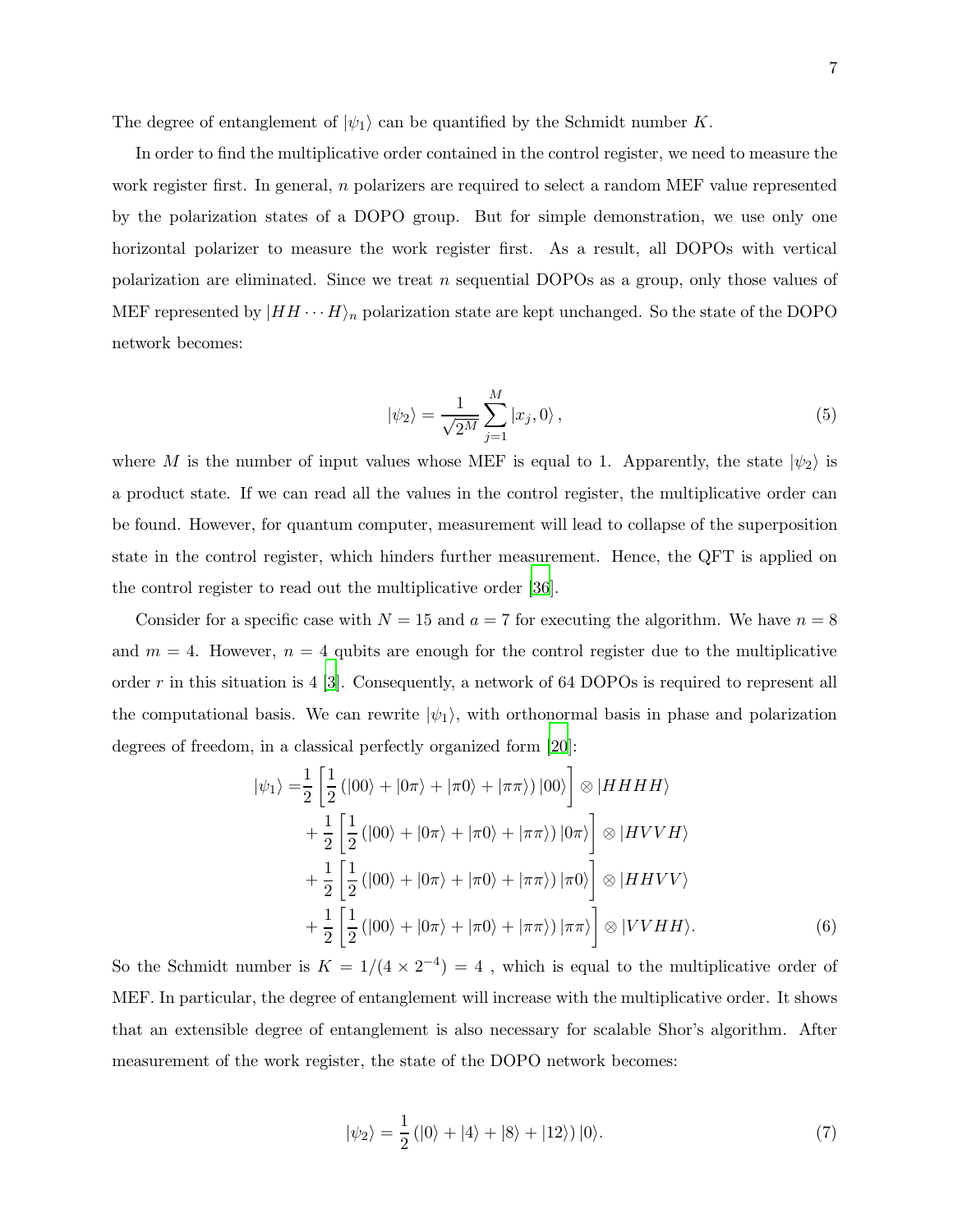The degree of entanglement of $|\psi_1\rangle$ can be quantified by the Schmidt number $K$.

In order to find the multiplicative order contained in the control register, we need to measure the work register first. In general, $n$ polarizers are required to select a random MEF value represented by the polarization states of a DOPO group. But for simple demonstration, we use only one horizontal polarizer to measure the work register first. As a result, all DOPOs with vertical polarization are eliminated. Since we treat $n$ sequential DOPOs as a group, only those values of MEF represented by $|HH\cdots H\rangle_n$ polarization state are kept unchanged. So the state of the DOPO network becomes:

$$|\psi_2\rangle = \frac{1}{\sqrt{2^M}} \sum_{j=1}^{M} |x_j, 0\rangle\,, \tag{5}$$

where $M$ is the number of input values whose MEF is equal to 1. Apparently, the state $|\psi_2\rangle$ is a product state. If we can read all the values in the control register, the multiplicative order can be found. However, for quantum computer, measurement will lead to collapse of the superposition state in the control register, which hinders further measurement. Hence, the QFT is applied on the control register to read out the multiplicative order [36].

Consider for a specific case with $N = 15$ and $a = 7$ for executing the algorithm. We have $n = 8$ and $m = 4$. However, $n = 4$ qubits are enough for the control register due to the multiplicative order $r$ in this situation is 4 [3]. Consequently, a network of 64 DOPOs is required to represent all the computational basis. We can rewrite $|\psi_1\rangle$, with orthonormal basis in phase and polarization degrees of freedom, in a classical perfectly organized form [20]:

$$\begin{aligned}
|\psi_1\rangle =& \frac{1}{2}\left[\frac{1}{2}\left(|00\rangle + |0\pi\rangle + |\pi 0\rangle + |\pi\pi\rangle\right)|00\rangle\right] \otimes |HHHH\rangle \\
&+ \frac{1}{2}\left[\frac{1}{2}\left(|00\rangle + |0\pi\rangle + |\pi 0\rangle + |\pi\pi\rangle\right)|0\pi\rangle\right] \otimes |HVVH\rangle \\
&+ \frac{1}{2}\left[\frac{1}{2}\left(|00\rangle + |0\pi\rangle + |\pi 0\rangle + |\pi\pi\rangle\right)|\pi 0\rangle\right] \otimes |HHVV\rangle \\
&+ \frac{1}{2}\left[\frac{1}{2}\left(|00\rangle + |0\pi\rangle + |\pi 0\rangle + |\pi\pi\rangle\right)|\pi\pi\rangle\right] \otimes |VVHH\rangle.
\end{aligned} \tag{6}$$

So the Schmidt number is $K = 1/(4 \times 2^{-4}) = 4$ , which is equal to the multiplicative order of MEF. In particular, the degree of entanglement will increase with the multiplicative order. It shows that an extensible degree of entanglement is also necessary for scalable Shor's algorithm. After measurement of the work register, the state of the DOPO network becomes:

$$|\psi_2\rangle = \frac{1}{2}\left(|0\rangle + |4\rangle + |8\rangle + |12\rangle\right)|0\rangle. \tag{7}$$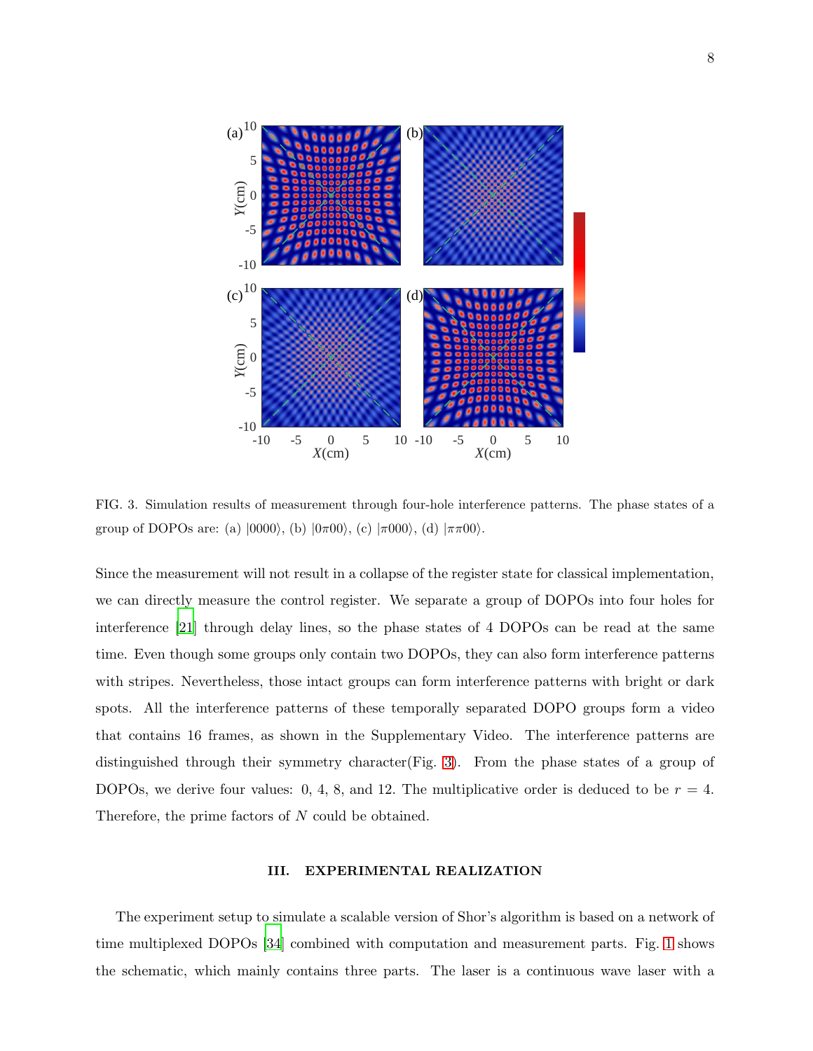FIG. 3. Simulation results of measurement through four-hole interference patterns. The phase states of a group of DOPOs are: (a) $|0000\rangle$, (b) $|0\pi00\rangle$, (c) $|\pi000\rangle$, (d) $|\pi\pi00\rangle$.

Since the measurement will not result in a collapse of the register state for classical implementation, we can directly measure the control register. We separate a group of DOPOs into four holes for interference [21] through delay lines, so the phase states of 4 DOPOs can be read at the same time. Even though some groups only contain two DOPOs, they can also form interference patterns with stripes. Nevertheless, those intact groups can form interference patterns with bright or dark spots. All the interference patterns of these temporally separated DOPO groups form a video that contains 16 frames, as shown in the Supplementary Video. The interference patterns are distinguished through their symmetry character(Fig. 3). From the phase states of a group of DOPOs, we derive four values: 0, 4, 8, and 12. The multiplicative order is deduced to be $r = 4$. Therefore, the prime factors of $N$ could be obtained.

## III. EXPERIMENTAL REALIZATION

The experiment setup to simulate a scalable version of Shor's algorithm is based on a network of time multiplexed DOPOs [34] combined with computation and measurement parts. Fig. 1 shows the schematic, which mainly contains three parts. The laser is a continuous wave laser with a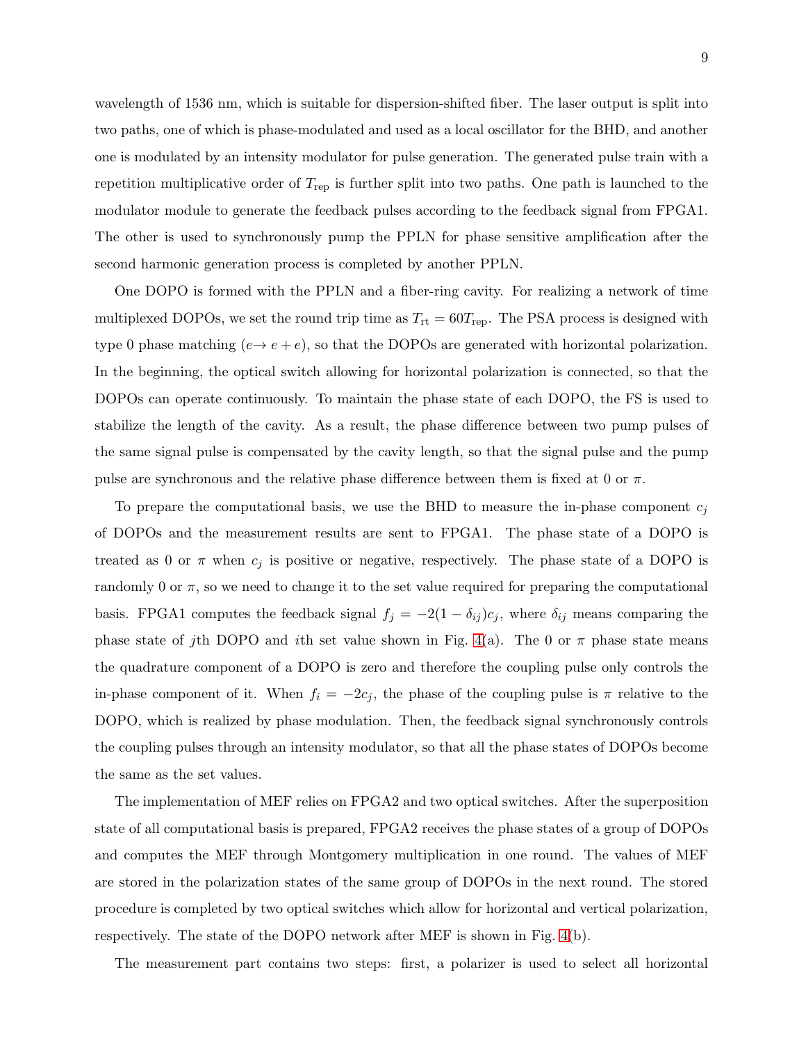wavelength of 1536 nm, which is suitable for dispersion-shifted fiber. The laser output is split into two paths, one of which is phase-modulated and used as a local oscillator for the BHD, and another one is modulated by an intensity modulator for pulse generation. The generated pulse train with a repetition multiplicative order of $T_{\rm rep}$ is further split into two paths. One path is launched to the modulator module to generate the feedback pulses according to the feedback signal from FPGA1. The other is used to synchronously pump the PPLN for phase sensitive amplification after the second harmonic generation process is completed by another PPLN.

One DOPO is formed with the PPLN and a fiber-ring cavity. For realizing a network of time multiplexed DOPOs, we set the round trip time as $T_{\rm rt} = 60T_{\rm rep}$. The PSA process is designed with type 0 phase matching ($e \rightarrow e + e$), so that the DOPOs are generated with horizontal polarization. In the beginning, the optical switch allowing for horizontal polarization is connected, so that the DOPOs can operate continuously. To maintain the phase state of each DOPO, the FS is used to stabilize the length of the cavity. As a result, the phase difference between two pump pulses of the same signal pulse is compensated by the cavity length, so that the signal pulse and the pump pulse are synchronous and the relative phase difference between them is fixed at 0 or $\pi$.

To prepare the computational basis, we use the BHD to measure the in-phase component $c_j$ of DOPOs and the measurement results are sent to FPGA1. The phase state of a DOPO is treated as 0 or $\pi$ when $c_j$ is positive or negative, respectively. The phase state of a DOPO is randomly 0 or $\pi$, so we need to change it to the set value required for preparing the computational basis. FPGA1 computes the feedback signal $f_j = -2(1 - \delta_{ij})c_j$, where $\delta_{ij}$ means comparing the phase state of $j$th DOPO and $i$th set value shown in Fig. 4(a). The 0 or $\pi$ phase state means the quadrature component of a DOPO is zero and therefore the coupling pulse only controls the in-phase component of it. When $f_i = -2c_j$, the phase of the coupling pulse is $\pi$ relative to the DOPO, which is realized by phase modulation. Then, the feedback signal synchronously controls the coupling pulses through an intensity modulator, so that all the phase states of DOPOs become the same as the set values.

The implementation of MEF relies on FPGA2 and two optical switches. After the superposition state of all computational basis is prepared, FPGA2 receives the phase states of a group of DOPOs and computes the MEF through Montgomery multiplication in one round. The values of MEF are stored in the polarization states of the same group of DOPOs in the next round. The stored procedure is completed by two optical switches which allow for horizontal and vertical polarization, respectively. The state of the DOPO network after MEF is shown in Fig. 4(b).

The measurement part contains two steps: first, a polarizer is used to select all horizontal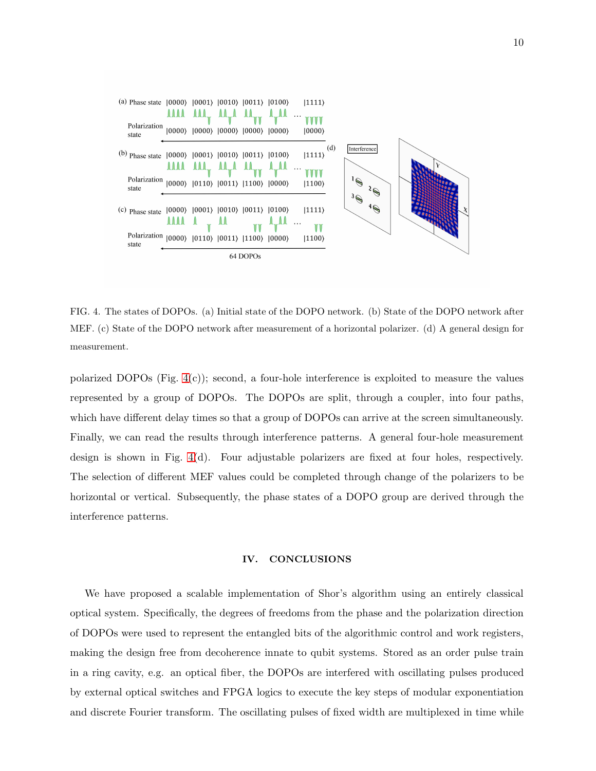FIG. 4. The states of DOPOs. (a) Initial state of the DOPO network. (b) State of the DOPO network after MEF. (c) State of the DOPO network after measurement of a horizontal polarizer. (d) A general design for measurement.

polarized DOPOs (Fig. 4(c)); second, a four-hole interference is exploited to measure the values represented by a group of DOPOs. The DOPOs are split, through a coupler, into four paths, which have different delay times so that a group of DOPOs can arrive at the screen simultaneously. Finally, we can read the results through interference patterns. A general four-hole measurement design is shown in Fig. 4(d). Four adjustable polarizers are fixed at four holes, respectively. The selection of different MEF values could be completed through change of the polarizers to be horizontal or vertical. Subsequently, the phase states of a DOPO group are derived through the interference patterns.

## IV. CONCLUSIONS

We have proposed a scalable implementation of Shor's algorithm using an entirely classical optical system. Specifically, the degrees of freedoms from the phase and the polarization direction of DOPOs were used to represent the entangled bits of the algorithmic control and work registers, making the design free from decoherence innate to qubit systems. Stored as an order pulse train in a ring cavity, e.g. an optical fiber, the DOPOs are interfered with oscillating pulses produced by external optical switches and FPGA logics to execute the key steps of modular exponentiation and discrete Fourier transform. The oscillating pulses of fixed width are multiplexed in time while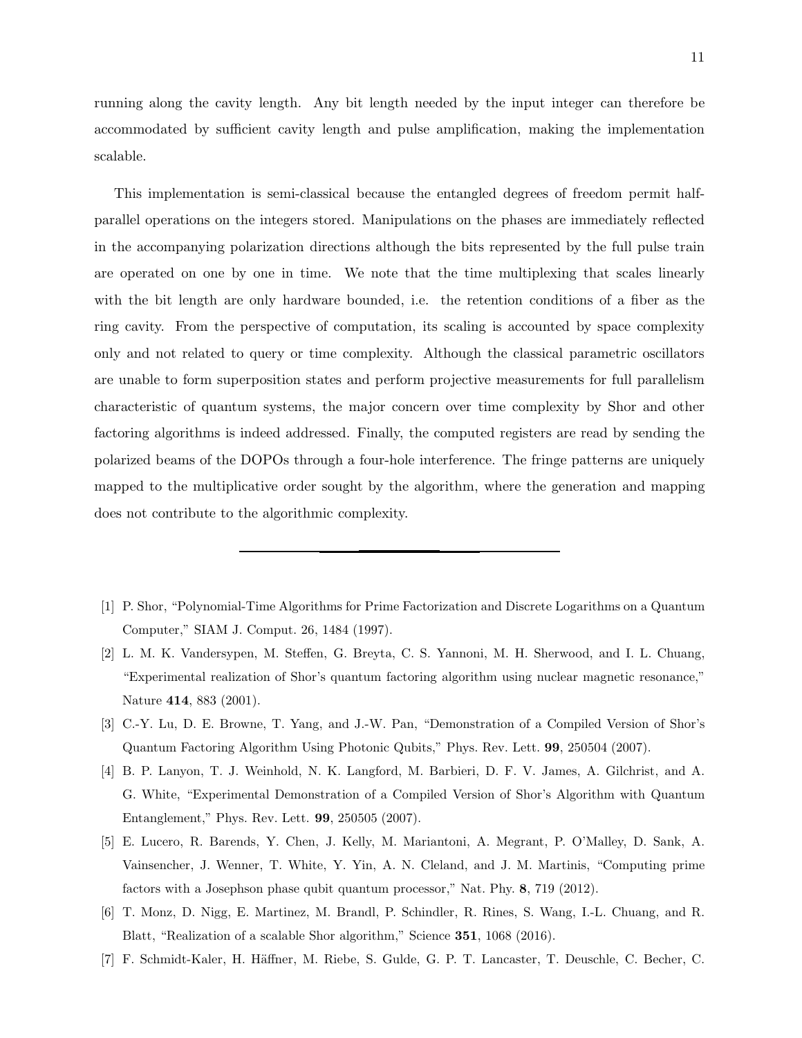running along the cavity length. Any bit length needed by the input integer can therefore be accommodated by sufficient cavity length and pulse amplification, making the implementation scalable.

This implementation is semi-classical because the entangled degrees of freedom permit half-parallel operations on the integers stored. Manipulations on the phases are immediately reflected in the accompanying polarization directions although the bits represented by the full pulse train are operated on one by one in time. We note that the time multiplexing that scales linearly with the bit length are only hardware bounded, i.e. the retention conditions of a fiber as the ring cavity. From the perspective of computation, its scaling is accounted by space complexity only and not related to query or time complexity. Although the classical parametric oscillators are unable to form superposition states and perform projective measurements for full parallelism characteristic of quantum systems, the major concern over time complexity by Shor and other factoring algorithms is indeed addressed. Finally, the computed registers are read by sending the polarized beams of the DOPOs through a four-hole interference. The fringe patterns are uniquely mapped to the multiplicative order sought by the algorithm, where the generation and mapping does not contribute to the algorithmic complexity.

---

[1] P. Shor, "Polynomial-Time Algorithms for Prime Factorization and Discrete Logarithms on a Quantum Computer," SIAM J. Comput. 26, 1484 (1997).

[2] L. M. K. Vandersypen, M. Steffen, G. Breyta, C. S. Yannoni, M. H. Sherwood, and I. L. Chuang, "Experimental realization of Shor's quantum factoring algorithm using nuclear magnetic resonance," Nature **414**, 883 (2001).

[3] C.-Y. Lu, D. E. Browne, T. Yang, and J.-W. Pan, "Demonstration of a Compiled Version of Shor's Quantum Factoring Algorithm Using Photonic Qubits," Phys. Rev. Lett. **99**, 250504 (2007).

[4] B. P. Lanyon, T. J. Weinhold, N. K. Langford, M. Barbieri, D. F. V. James, A. Gilchrist, and A. G. White, "Experimental Demonstration of a Compiled Version of Shor's Algorithm with Quantum Entanglement," Phys. Rev. Lett. **99**, 250505 (2007).

[5] E. Lucero, R. Barends, Y. Chen, J. Kelly, M. Mariantoni, A. Megrant, P. O'Malley, D. Sank, A. Vainsencher, J. Wenner, T. White, Y. Yin, A. N. Cleland, and J. M. Martinis, "Computing prime factors with a Josephson phase qubit quantum processor," Nat. Phy. **8**, 719 (2012).

[6] T. Monz, D. Nigg, E. Martinez, M. Brandl, P. Schindler, R. Rines, S. Wang, I.-L. Chuang, and R. Blatt, "Realization of a scalable Shor algorithm," Science **351**, 1068 (2016).

[7] F. Schmidt-Kaler, H. Häffner, M. Riebe, S. Gulde, G. P. T. Lancaster, T. Deuschle, C. Becher, C.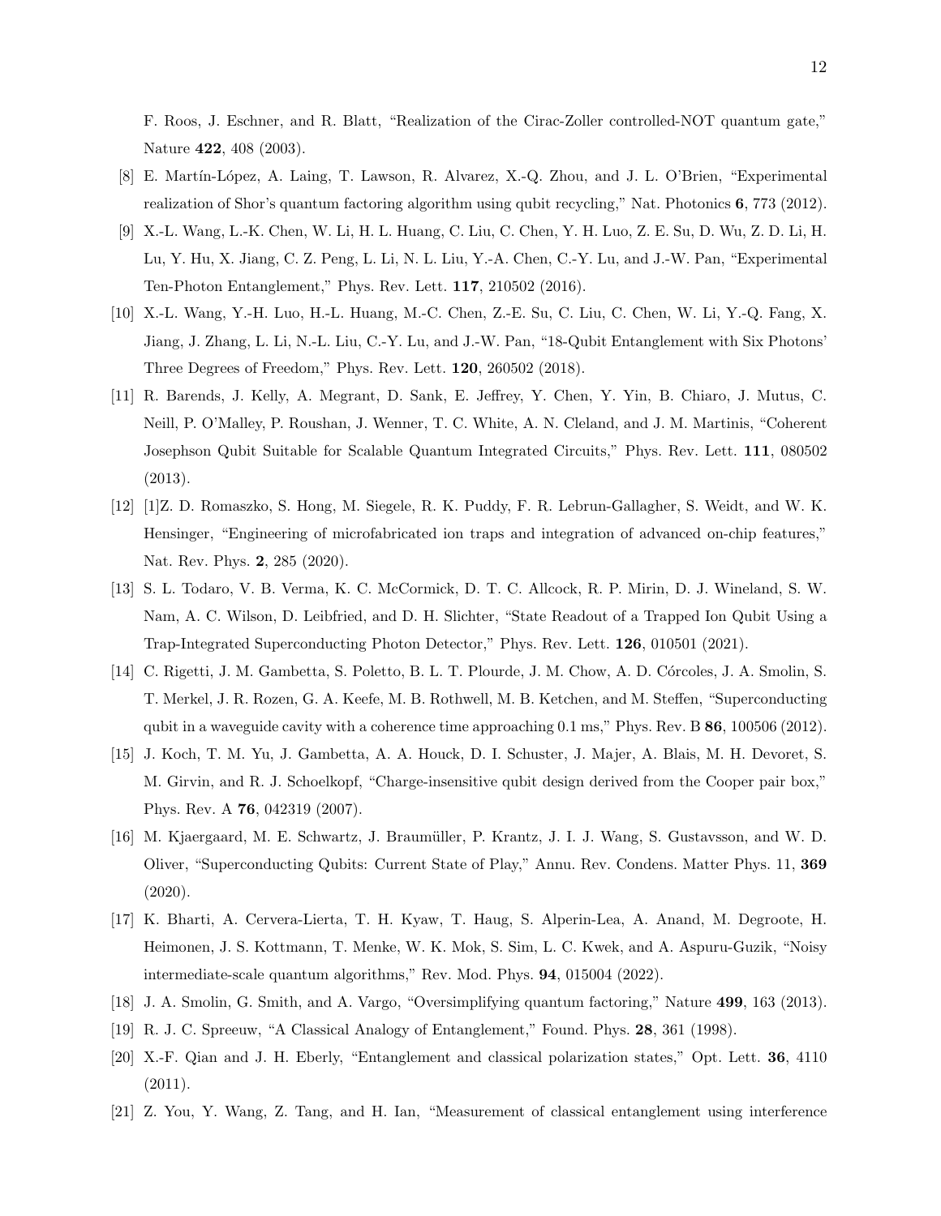F. Roos, J. Eschner, and R. Blatt, “Realization of the Cirac-Zoller controlled-NOT quantum gate,” Nature **422**, 408 (2003).

[8] E. Martín-López, A. Laing, T. Lawson, R. Alvarez, X.-Q. Zhou, and J. L. O’Brien, “Experimental realization of Shor’s quantum factoring algorithm using qubit recycling,” Nat. Photonics **6**, 773 (2012).

[9] X.-L. Wang, L.-K. Chen, W. Li, H. L. Huang, C. Liu, C. Chen, Y. H. Luo, Z. E. Su, D. Wu, Z. D. Li, H. Lu, Y. Hu, X. Jiang, C. Z. Peng, L. Li, N. L. Liu, Y.-A. Chen, C.-Y. Lu, and J.-W. Pan, “Experimental Ten-Photon Entanglement,” Phys. Rev. Lett. **117**, 210502 (2016).

[10] X.-L. Wang, Y.-H. Luo, H.-L. Huang, M.-C. Chen, Z.-E. Su, C. Liu, C. Chen, W. Li, Y.-Q. Fang, X. Jiang, J. Zhang, L. Li, N.-L. Liu, C.-Y. Lu, and J.-W. Pan, “18-Qubit Entanglement with Six Photons’ Three Degrees of Freedom,” Phys. Rev. Lett. **120**, 260502 (2018).

[11] R. Barends, J. Kelly, A. Megrant, D. Sank, E. Jeffrey, Y. Chen, Y. Yin, B. Chiaro, J. Mutus, C. Neill, P. O’Malley, P. Roushan, J. Wenner, T. C. White, A. N. Cleland, and J. M. Martinis, “Coherent Josephson Qubit Suitable for Scalable Quantum Integrated Circuits,” Phys. Rev. Lett. **111**, 080502 (2013).

[12] [1]Z. D. Romaszko, S. Hong, M. Siegele, R. K. Puddy, F. R. Lebrun-Gallagher, S. Weidt, and W. K. Hensinger, “Engineering of microfabricated ion traps and integration of advanced on-chip features,” Nat. Rev. Phys. **2**, 285 (2020).

[13] S. L. Todaro, V. B. Verma, K. C. McCormick, D. T. C. Allcock, R. P. Mirin, D. J. Wineland, S. W. Nam, A. C. Wilson, D. Leibfried, and D. H. Slichter, “State Readout of a Trapped Ion Qubit Using a Trap-Integrated Superconducting Photon Detector,” Phys. Rev. Lett. **126**, 010501 (2021).

[14] C. Rigetti, J. M. Gambetta, S. Poletto, B. L. T. Plourde, J. M. Chow, A. D. Córcoles, J. A. Smolin, S. T. Merkel, J. R. Rozen, G. A. Keefe, M. B. Rothwell, M. B. Ketchen, and M. Steffen, “Superconducting qubit in a waveguide cavity with a coherence time approaching 0.1 ms,” Phys. Rev. B **86**, 100506 (2012).

[15] J. Koch, T. M. Yu, J. Gambetta, A. A. Houck, D. I. Schuster, J. Majer, A. Blais, M. H. Devoret, S. M. Girvin, and R. J. Schoelkopf, “Charge-insensitive qubit design derived from the Cooper pair box,” Phys. Rev. A **76**, 042319 (2007).

[16] M. Kjaergaard, M. E. Schwartz, J. Braumüller, P. Krantz, J. I. J. Wang, S. Gustavsson, and W. D. Oliver, “Superconducting Qubits: Current State of Play,” Annu. Rev. Condens. Matter Phys. 11, **369** (2020).

[17] K. Bharti, A. Cervera-Lierta, T. H. Kyaw, T. Haug, S. Alperin-Lea, A. Anand, M. Degroote, H. Heimonen, J. S. Kottmann, T. Menke, W. K. Mok, S. Sim, L. C. Kwek, and A. Aspuru-Guzik, “Noisy intermediate-scale quantum algorithms,” Rev. Mod. Phys. **94**, 015004 (2022).

[18] J. A. Smolin, G. Smith, and A. Vargo, “Oversimplifying quantum factoring,” Nature **499**, 163 (2013).

[19] R. J. C. Spreeuw, “A Classical Analogy of Entanglement,” Found. Phys. **28**, 361 (1998).

[20] X.-F. Qian and J. H. Eberly, “Entanglement and classical polarization states,” Opt. Lett. **36**, 4110 (2011).

[21] Z. You, Y. Wang, Z. Tang, and H. Ian, “Measurement of classical entanglement using interference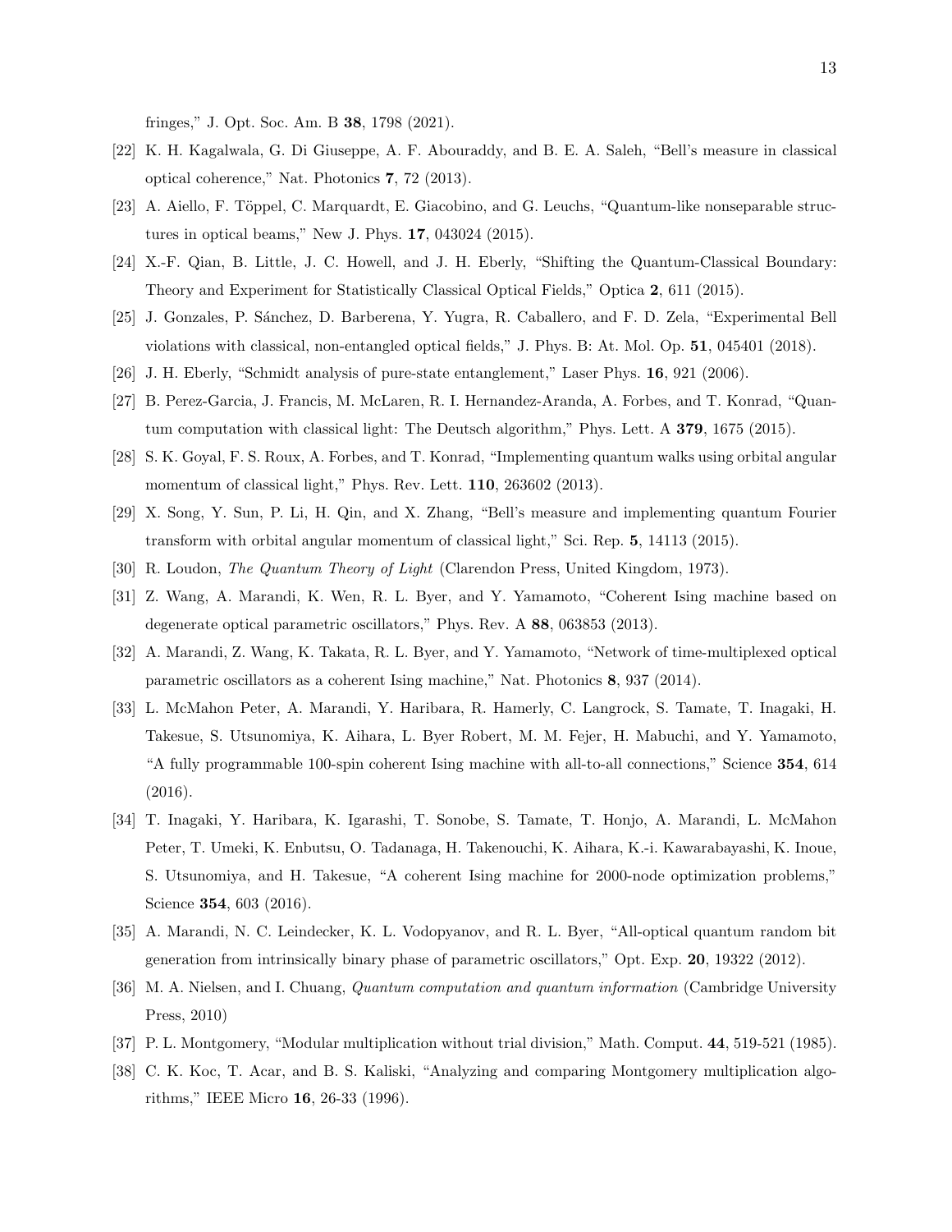fringes," J. Opt. Soc. Am. B **38**, 1798 (2021).

[22] K. H. Kagalwala, G. Di Giuseppe, A. F. Abouraddy, and B. E. A. Saleh, "Bell's measure in classical optical coherence," Nat. Photonics **7**, 72 (2013).

[23] A. Aiello, F. Töppel, C. Marquardt, E. Giacobino, and G. Leuchs, "Quantum-like nonseparable structures in optical beams," New J. Phys. **17**, 043024 (2015).

[24] X.-F. Qian, B. Little, J. C. Howell, and J. H. Eberly, "Shifting the Quantum-Classical Boundary: Theory and Experiment for Statistically Classical Optical Fields," Optica **2**, 611 (2015).

[25] J. Gonzales, P. Sánchez, D. Barberena, Y. Yugra, R. Caballero, and F. D. Zela, "Experimental Bell violations with classical, non-entangled optical fields," J. Phys. B: At. Mol. Op. **51**, 045401 (2018).

[26] J. H. Eberly, "Schmidt analysis of pure-state entanglement," Laser Phys. **16**, 921 (2006).

[27] B. Perez-Garcia, J. Francis, M. McLaren, R. I. Hernandez-Aranda, A. Forbes, and T. Konrad, "Quantum computation with classical light: The Deutsch algorithm," Phys. Lett. A **379**, 1675 (2015).

[28] S. K. Goyal, F. S. Roux, A. Forbes, and T. Konrad, "Implementing quantum walks using orbital angular momentum of classical light," Phys. Rev. Lett. **110**, 263602 (2013).

[29] X. Song, Y. Sun, P. Li, H. Qin, and X. Zhang, "Bell's measure and implementing quantum Fourier transform with orbital angular momentum of classical light," Sci. Rep. **5**, 14113 (2015).

[30] R. Loudon, *The Quantum Theory of Light* (Clarendon Press, United Kingdom, 1973).

[31] Z. Wang, A. Marandi, K. Wen, R. L. Byer, and Y. Yamamoto, "Coherent Ising machine based on degenerate optical parametric oscillators," Phys. Rev. A **88**, 063853 (2013).

[32] A. Marandi, Z. Wang, K. Takata, R. L. Byer, and Y. Yamamoto, "Network of time-multiplexed optical parametric oscillators as a coherent Ising machine," Nat. Photonics **8**, 937 (2014).

[33] L. McMahon Peter, A. Marandi, Y. Haribara, R. Hamerly, C. Langrock, S. Tamate, T. Inagaki, H. Takesue, S. Utsunomiya, K. Aihara, L. Byer Robert, M. M. Fejer, H. Mabuchi, and Y. Yamamoto, "A fully programmable 100-spin coherent Ising machine with all-to-all connections," Science **354**, 614 (2016).

[34] T. Inagaki, Y. Haribara, K. Igarashi, T. Sonobe, S. Tamate, T. Honjo, A. Marandi, L. McMahon Peter, T. Umeki, K. Enbutsu, O. Tadanaga, H. Takenouchi, K. Aihara, K.-i. Kawarabayashi, K. Inoue, S. Utsunomiya, and H. Takesue, "A coherent Ising machine for 2000-node optimization problems," Science **354**, 603 (2016).

[35] A. Marandi, N. C. Leindecker, K. L. Vodopyanov, and R. L. Byer, "All-optical quantum random bit generation from intrinsically binary phase of parametric oscillators," Opt. Exp. **20**, 19322 (2012).

[36] M. A. Nielsen, and I. Chuang, *Quantum computation and quantum information* (Cambridge University Press, 2010)

[37] P. L. Montgomery, "Modular multiplication without trial division," Math. Comput. **44**, 519-521 (1985).

[38] C. K. Koc, T. Acar, and B. S. Kaliski, "Analyzing and comparing Montgomery multiplication algorithms," IEEE Micro **16**, 26-33 (1996).